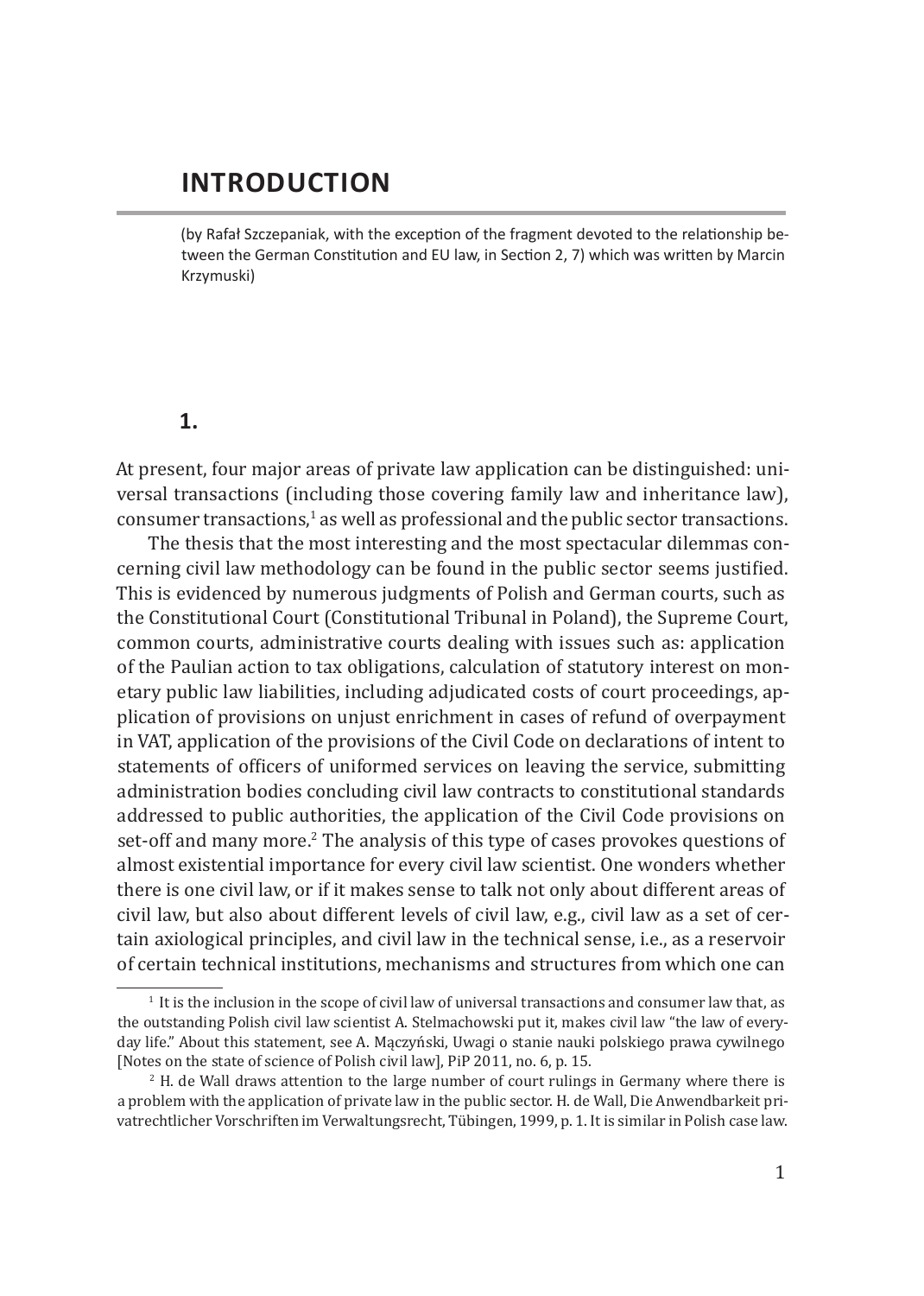# INTRODUCTION

(by Rafał Szczepaniak, with the exception of the fragment devoted to the relationship between the German Constitution and EU law, in Section 2, 7) which was written by Marcin Krzymuski)

## 1.

At present, four major areas of private law application can be distinguished: universal transactions (including those covering family law and inheritance law), consumer transactions,[1] as well as professional and the public sector transactions.

The thesis that the most interesting and the most spectacular dilemmas concerning civil law methodology can be found in the public sector seems justified. This is evidenced by numerous judgments of Polish and German courts, such as the Constitutional Court (Constitutional Tribunal in Poland), the Supreme Court, common courts, administrative courts dealing with issues such as: application of the Paulian action to tax obligations, calculation of statutory interest on monetary public law liabilities, including adjudicated costs of court proceedings, application of provisions on unjust enrichment in cases of refund of overpayment in VAT, application of the provisions of the Civil Code on declarations of intent to statements of officers of uniformed services on leaving the service, submitting administration bodies concluding civil law contracts to constitutional standards addressed to public authorities, the application of the Civil Code provisions on set-off and many more.[2] The analysis of this type of cases provokes questions of almost existential importance for every civil law scientist. One wonders whether there is one civil law, or if it makes sense to talk not only about different areas of civil law, but also about different levels of civil law, e.g., civil law as a set of certain axiological principles, and civil law in the technical sense, i.e., as a reservoir of certain technical institutions, mechanisms and structures from which one can

---

[1] It is the inclusion in the scope of civil law of universal transactions and consumer law that, as the outstanding Polish civil law scientist A. Stelmachowski put it, makes civil law "the law of everyday life." About this statement, see A. Mączyński, Uwagi o stanie nauki polskiego prawa cywilnego [Notes on the state of science of Polish civil law], PiP 2011, no. 6, p. 15.

[2] H. de Wall draws attention to the large number of court rulings in Germany where there is a problem with the application of private law in the public sector. H. de Wall, Die Anwendbarkeit privatrechtlicher Vorschriften im Verwaltungsrecht, Tübingen, 1999, p. 1. It is similar in Polish case law.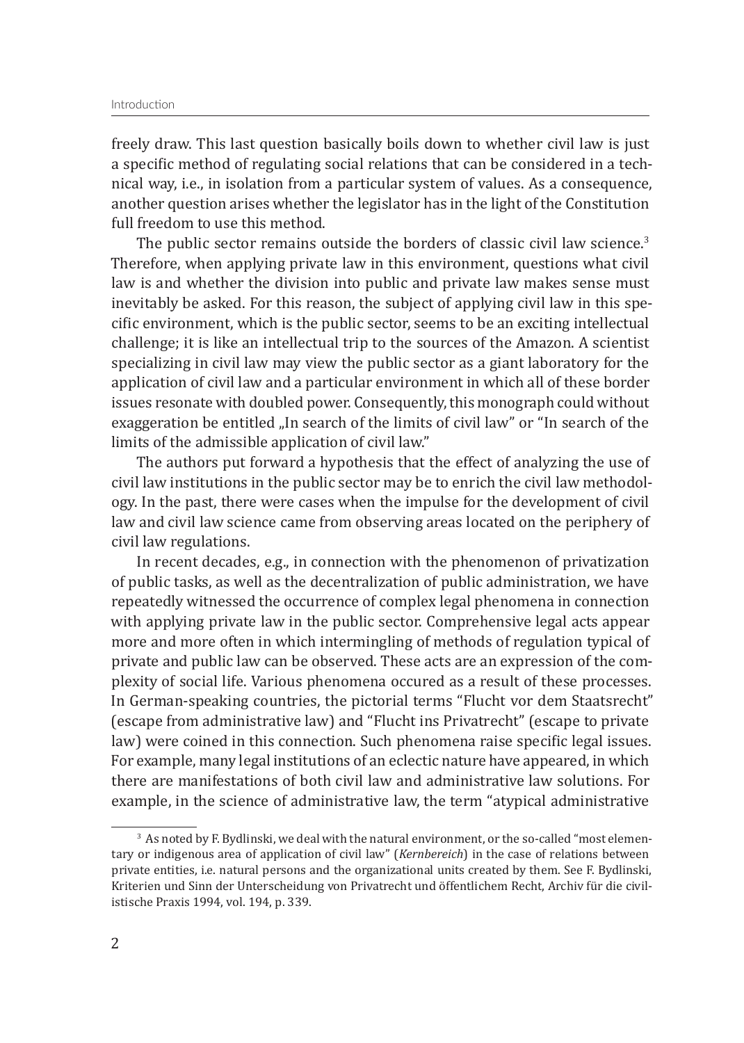freely draw. This last question basically boils down to whether civil law is just a specific method of regulating social relations that can be considered in a technical way, i.e., in isolation from a particular system of values. As a consequence, another question arises whether the legislator has in the light of the Constitution full freedom to use this method.

The public sector remains outside the borders of classic civil law science.[3] Therefore, when applying private law in this environment, questions what civil law is and whether the division into public and private law makes sense must inevitably be asked. For this reason, the subject of applying civil law in this specific environment, which is the public sector, seems to be an exciting intellectual challenge; it is like an intellectual trip to the sources of the Amazon. A scientist specializing in civil law may view the public sector as a giant laboratory for the application of civil law and a particular environment in which all of these border issues resonate with doubled power. Consequently, this monograph could without exaggeration be entitled „In search of the limits of civil law" or "In search of the limits of the admissible application of civil law."

The authors put forward a hypothesis that the effect of analyzing the use of civil law institutions in the public sector may be to enrich the civil law methodology. In the past, there were cases when the impulse for the development of civil law and civil law science came from observing areas located on the periphery of civil law regulations.

In recent decades, e.g., in connection with the phenomenon of privatization of public tasks, as well as the decentralization of public administration, we have repeatedly witnessed the occurrence of complex legal phenomena in connection with applying private law in the public sector. Comprehensive legal acts appear more and more often in which intermingling of methods of regulation typical of private and public law can be observed. These acts are an expression of the complexity of social life. Various phenomena occured as a result of these processes. In German-speaking countries, the pictorial terms "Flucht vor dem Staatsrecht" (escape from administrative law) and "Flucht ins Privatrecht" (escape to private law) were coined in this connection. Such phenomena raise specific legal issues. For example, many legal institutions of an eclectic nature have appeared, in which there are manifestations of both civil law and administrative law solutions. For example, in the science of administrative law, the term "atypical administrative

---

[3] As noted by F. Bydlinski, we deal with the natural environment, or the so-called "most elementary or indigenous area of application of civil law" (*Kernbereich*) in the case of relations between private entities, i.e. natural persons and the organizational units created by them. See F. Bydlinski, Kriterien und Sinn der Unterscheidung von Privatrecht und öffentlichem Recht, Archiv für die civilistische Praxis 1994, vol. 194, p. 339.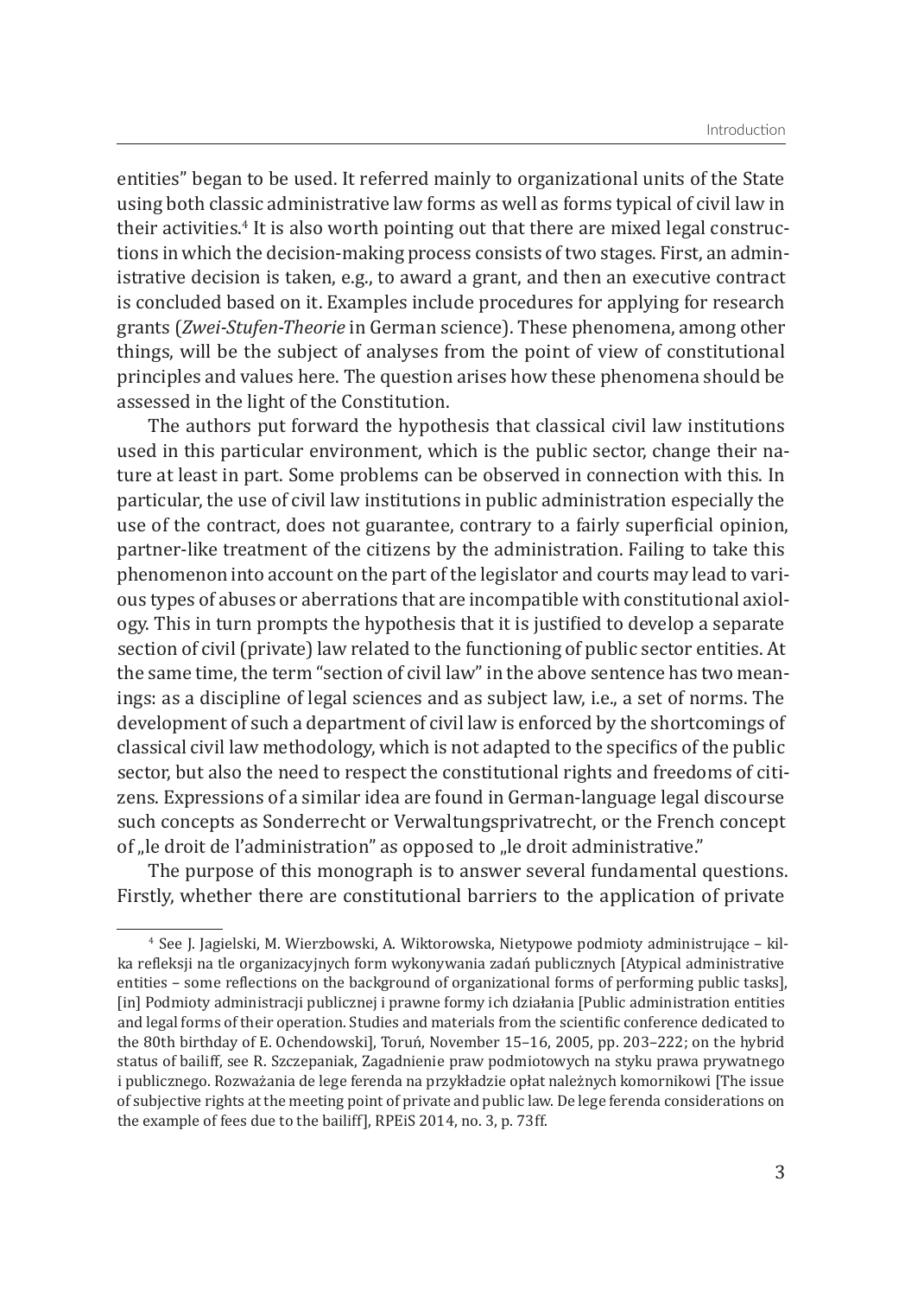entities" began to be used. It referred mainly to organizational units of the State using both classic administrative law forms as well as forms typical of civil law in their activities.[4] It is also worth pointing out that there are mixed legal constructions in which the decision-making process consists of two stages. First, an administrative decision is taken, e.g., to award a grant, and then an executive contract is concluded based on it. Examples include procedures for applying for research grants (*Zwei-Stufen-Theorie* in German science). These phenomena, among other things, will be the subject of analyses from the point of view of constitutional principles and values here. The question arises how these phenomena should be assessed in the light of the Constitution.

The authors put forward the hypothesis that classical civil law institutions used in this particular environment, which is the public sector, change their nature at least in part. Some problems can be observed in connection with this. In particular, the use of civil law institutions in public administration especially the use of the contract, does not guarantee, contrary to a fairly superficial opinion, partner-like treatment of the citizens by the administration. Failing to take this phenomenon into account on the part of the legislator and courts may lead to various types of abuses or aberrations that are incompatible with constitutional axiology. This in turn prompts the hypothesis that it is justified to develop a separate section of civil (private) law related to the functioning of public sector entities. At the same time, the term "section of civil law" in the above sentence has two meanings: as a discipline of legal sciences and as subject law, i.e., a set of norms. The development of such a department of civil law is enforced by the shortcomings of classical civil law methodology, which is not adapted to the specifics of the public sector, but also the need to respect the constitutional rights and freedoms of citizens. Expressions of a similar idea are found in German-language legal discourse such concepts as Sonderrecht or Verwaltungsprivatrecht, or the French concept of „le droit de l'administration" as opposed to „le droit administrative."

The purpose of this monograph is to answer several fundamental questions. Firstly, whether there are constitutional barriers to the application of private

---

[4] See J. Jagielski, M. Wierzbowski, A. Wiktorowska, Nietypowe podmioty administrujące – kilka refleksji na tle organizacyjnych form wykonywania zadań publicznych [Atypical administrative entities – some reflections on the background of organizational forms of performing public tasks], [in] Podmioty administracji publicznej i prawne formy ich działania [Public administration entities and legal forms of their operation. Studies and materials from the scientific conference dedicated to the 80th birthday of E. Ochendowski], Toruń, November 15–16, 2005, pp. 203–222; on the hybrid status of bailiff, see R. Szczepaniak, Zagadnienie praw podmiotowych na styku prawa prywatnego i publicznego. Rozważania de lege ferenda na przykładzie opłat należnych komornikowi [The issue of subjective rights at the meeting point of private and public law. De lege ferenda considerations on the example of fees due to the bailiff], RPEiS 2014, no. 3, p. 73ff.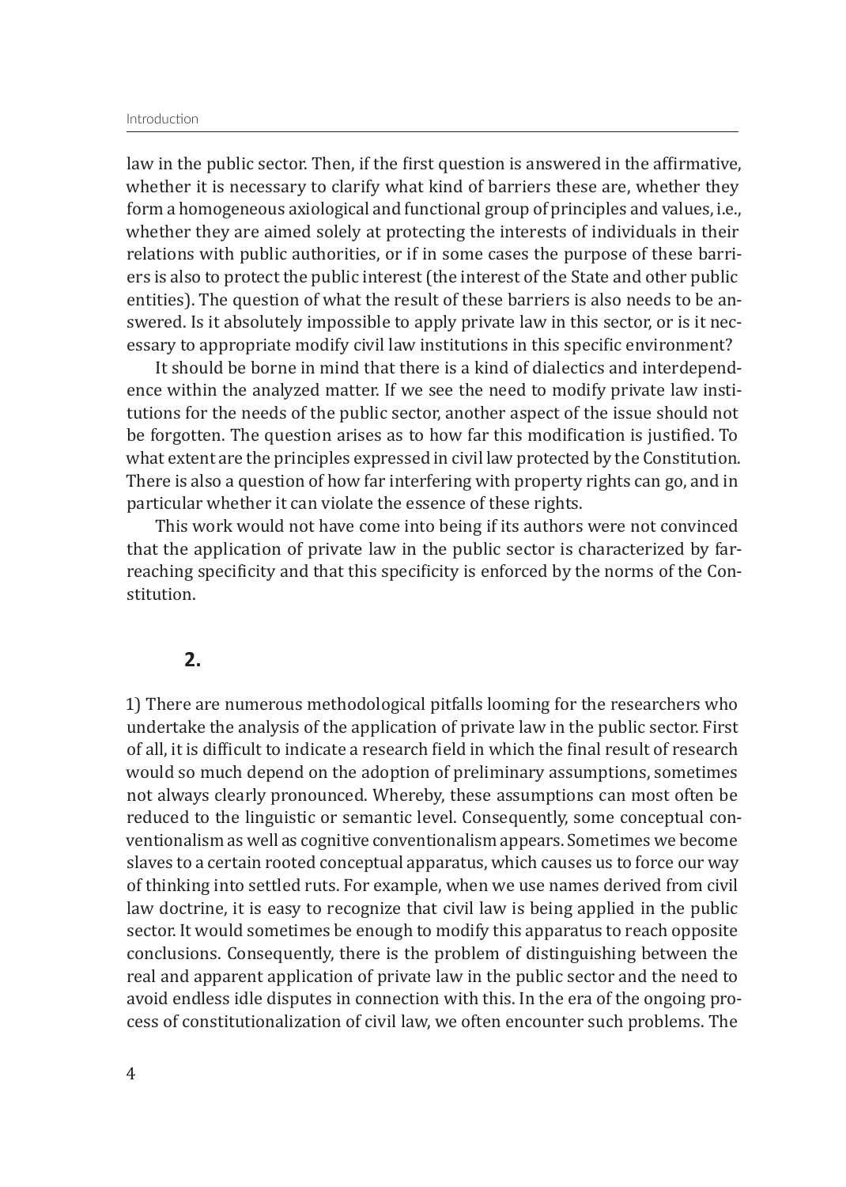law in the public sector. Then, if the first question is answered in the affirmative, whether it is necessary to clarify what kind of barriers these are, whether they form a homogeneous axiological and functional group of principles and values, i.e., whether they are aimed solely at protecting the interests of individuals in their relations with public authorities, or if in some cases the purpose of these barriers is also to protect the public interest (the interest of the State and other public entities). The question of what the result of these barriers is also needs to be answered. Is it absolutely impossible to apply private law in this sector, or is it necessary to appropriate modify civil law institutions in this specific environment?

It should be borne in mind that there is a kind of dialectics and interdependence within the analyzed matter. If we see the need to modify private law institutions for the needs of the public sector, another aspect of the issue should not be forgotten. The question arises as to how far this modification is justified. To what extent are the principles expressed in civil law protected by the Constitution. There is also a question of how far interfering with property rights can go, and in particular whether it can violate the essence of these rights.

This work would not have come into being if its authors were not convinced that the application of private law in the public sector is characterized by far-reaching specificity and that this specificity is enforced by the norms of the Constitution.

## 2.

1) There are numerous methodological pitfalls looming for the researchers who undertake the analysis of the application of private law in the public sector. First of all, it is difficult to indicate a research field in which the final result of research would so much depend on the adoption of preliminary assumptions, sometimes not always clearly pronounced. Whereby, these assumptions can most often be reduced to the linguistic or semantic level. Consequently, some conceptual conventionalism as well as cognitive conventionalism appears. Sometimes we become slaves to a certain rooted conceptual apparatus, which causes us to force our way of thinking into settled ruts. For example, when we use names derived from civil law doctrine, it is easy to recognize that civil law is being applied in the public sector. It would sometimes be enough to modify this apparatus to reach opposite conclusions. Consequently, there is the problem of distinguishing between the real and apparent application of private law in the public sector and the need to avoid endless idle disputes in connection with this. In the era of the ongoing process of constitutionalization of civil law, we often encounter such problems. The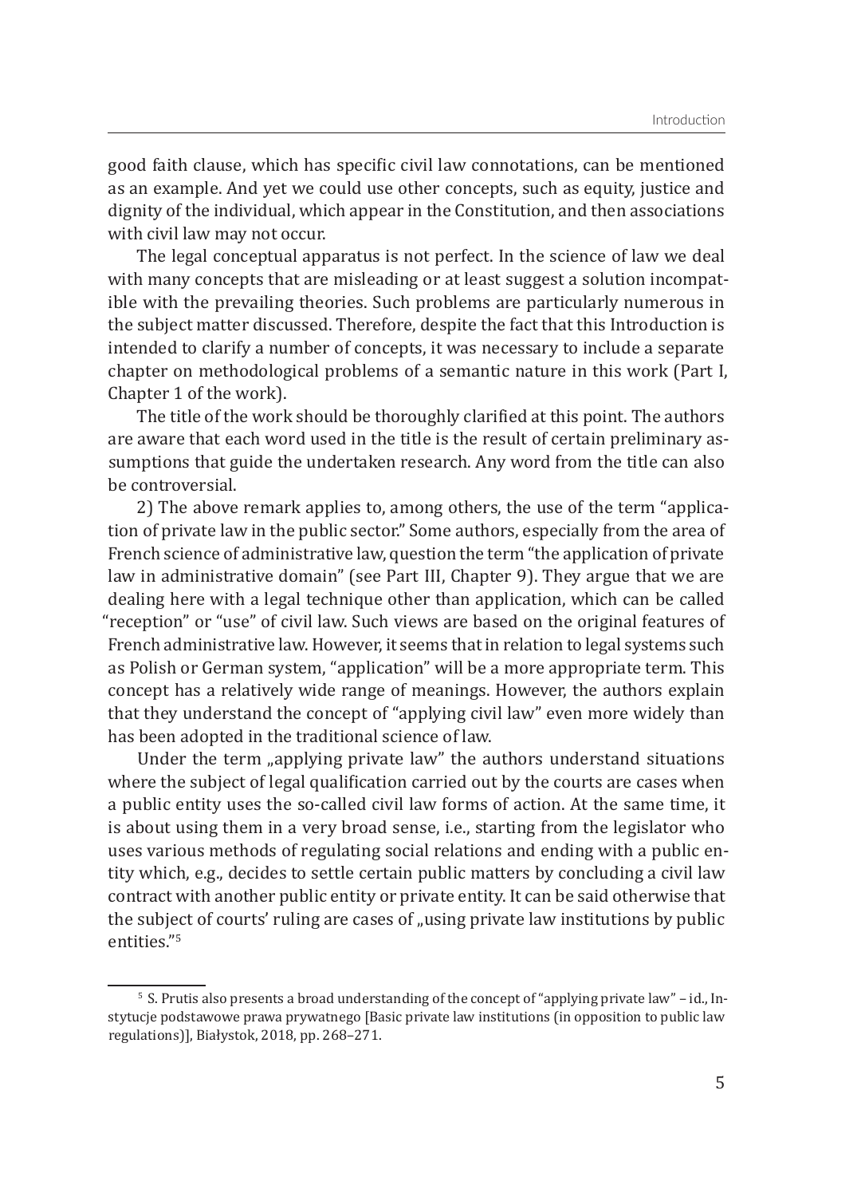good faith clause, which has specific civil law connotations, can be mentioned as an example. And yet we could use other concepts, such as equity, justice and dignity of the individual, which appear in the Constitution, and then associations with civil law may not occur.

The legal conceptual apparatus is not perfect. In the science of law we deal with many concepts that are misleading or at least suggest a solution incompatible with the prevailing theories. Such problems are particularly numerous in the subject matter discussed. Therefore, despite the fact that this Introduction is intended to clarify a number of concepts, it was necessary to include a separate chapter on methodological problems of a semantic nature in this work (Part I, Chapter 1 of the work).

The title of the work should be thoroughly clarified at this point. The authors are aware that each word used in the title is the result of certain preliminary assumptions that guide the undertaken research. Any word from the title can also be controversial.

2) The above remark applies to, among others, the use of the term "application of private law in the public sector." Some authors, especially from the area of French science of administrative law, question the term "the application of private law in administrative domain" (see Part III, Chapter 9). They argue that we are dealing here with a legal technique other than application, which can be called "reception" or "use" of civil law. Such views are based on the original features of French administrative law. However, it seems that in relation to legal systems such as Polish or German system, "application" will be a more appropriate term. This concept has a relatively wide range of meanings. However, the authors explain that they understand the concept of "applying civil law" even more widely than has been adopted in the traditional science of law.

Under the term „applying private law" the authors understand situations where the subject of legal qualification carried out by the courts are cases when a public entity uses the so-called civil law forms of action. At the same time, it is about using them in a very broad sense, i.e., starting from the legislator who uses various methods of regulating social relations and ending with a public entity which, e.g., decides to settle certain public matters by concluding a civil law contract with another public entity or private entity. It can be said otherwise that the subject of courts' ruling are cases of „using private law institutions by public entities."[5]

---

[5] S. Prutis also presents a broad understanding of the concept of "applying private law" – id., Instytucje podstawowe prawa prywatnego [Basic private law institutions (in opposition to public law regulations)], Białystok, 2018, pp. 268–271.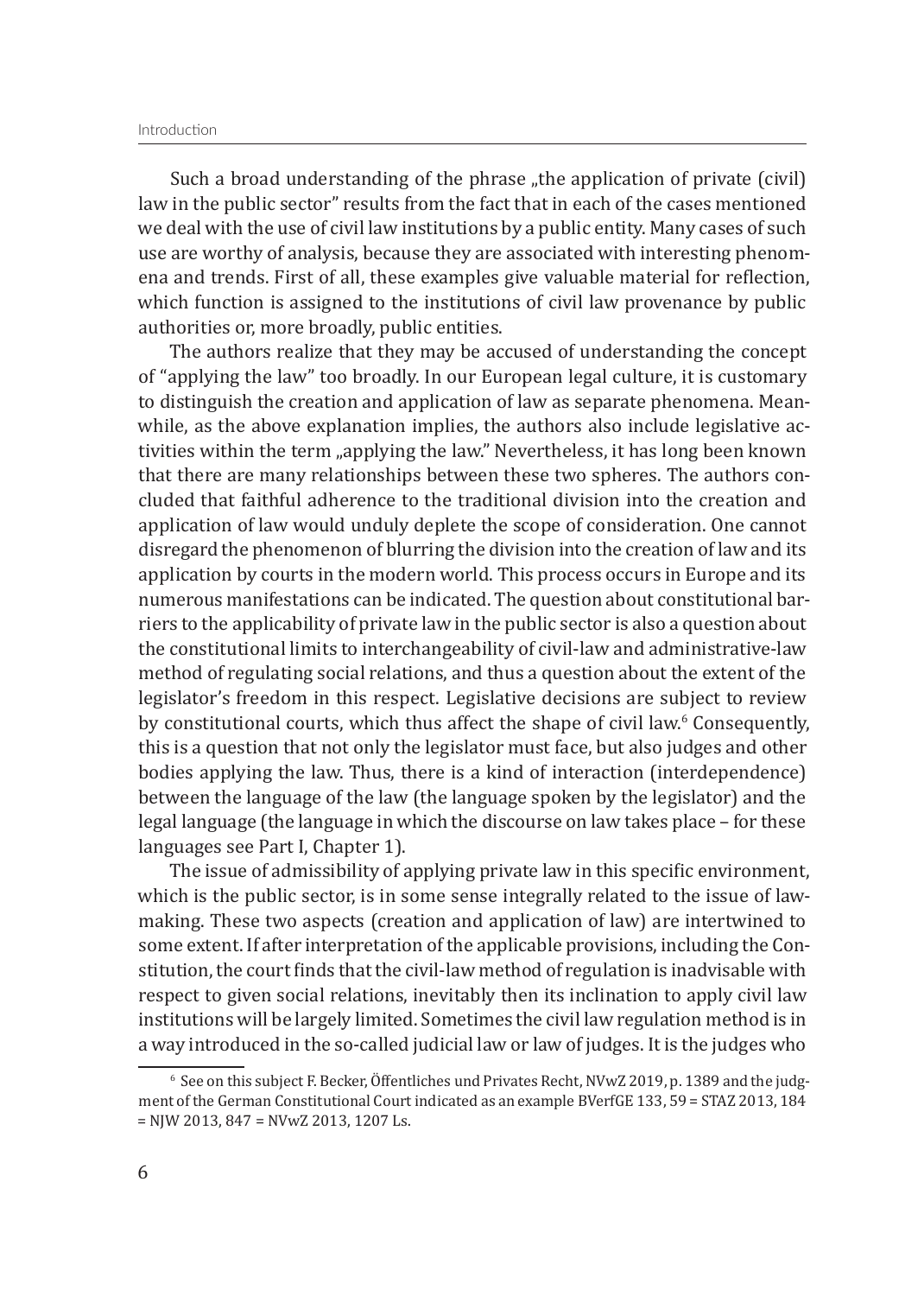Such a broad understanding of the phrase „the application of private (civil) law in the public sector" results from the fact that in each of the cases mentioned we deal with the use of civil law institutions by a public entity. Many cases of such use are worthy of analysis, because they are associated with interesting phenomena and trends. First of all, these examples give valuable material for reflection, which function is assigned to the institutions of civil law provenance by public authorities or, more broadly, public entities.

The authors realize that they may be accused of understanding the concept of "applying the law" too broadly. In our European legal culture, it is customary to distinguish the creation and application of law as separate phenomena. Meanwhile, as the above explanation implies, the authors also include legislative activities within the term „applying the law." Nevertheless, it has long been known that there are many relationships between these two spheres. The authors concluded that faithful adherence to the traditional division into the creation and application of law would unduly deplete the scope of consideration. One cannot disregard the phenomenon of blurring the division into the creation of law and its application by courts in the modern world. This process occurs in Europe and its numerous manifestations can be indicated. The question about constitutional barriers to the applicability of private law in the public sector is also a question about the constitutional limits to interchangeability of civil-law and administrative-law method of regulating social relations, and thus a question about the extent of the legislator's freedom in this respect. Legislative decisions are subject to review by constitutional courts, which thus affect the shape of civil law.[6] Consequently, this is a question that not only the legislator must face, but also judges and other bodies applying the law. Thus, there is a kind of interaction (interdependence) between the language of the law (the language spoken by the legislator) and the legal language (the language in which the discourse on law takes place – for these languages see Part I, Chapter 1).

The issue of admissibility of applying private law in this specific environment, which is the public sector, is in some sense integrally related to the issue of lawmaking. These two aspects (creation and application of law) are intertwined to some extent. If after interpretation of the applicable provisions, including the Constitution, the court finds that the civil-law method of regulation is inadvisable with respect to given social relations, inevitably then its inclination to apply civil law institutions will be largely limited. Sometimes the civil law regulation method is in a way introduced in the so-called judicial law or law of judges. It is the judges who

---

[6] See on this subject F. Becker, Öffentliches und Privates Recht, NVwZ 2019, p. 1389 and the judgment of the German Constitutional Court indicated as an example BVerfGE 133, 59 = STAZ 2013, 184 = NJW 2013, 847 = NVwZ 2013, 1207 Ls.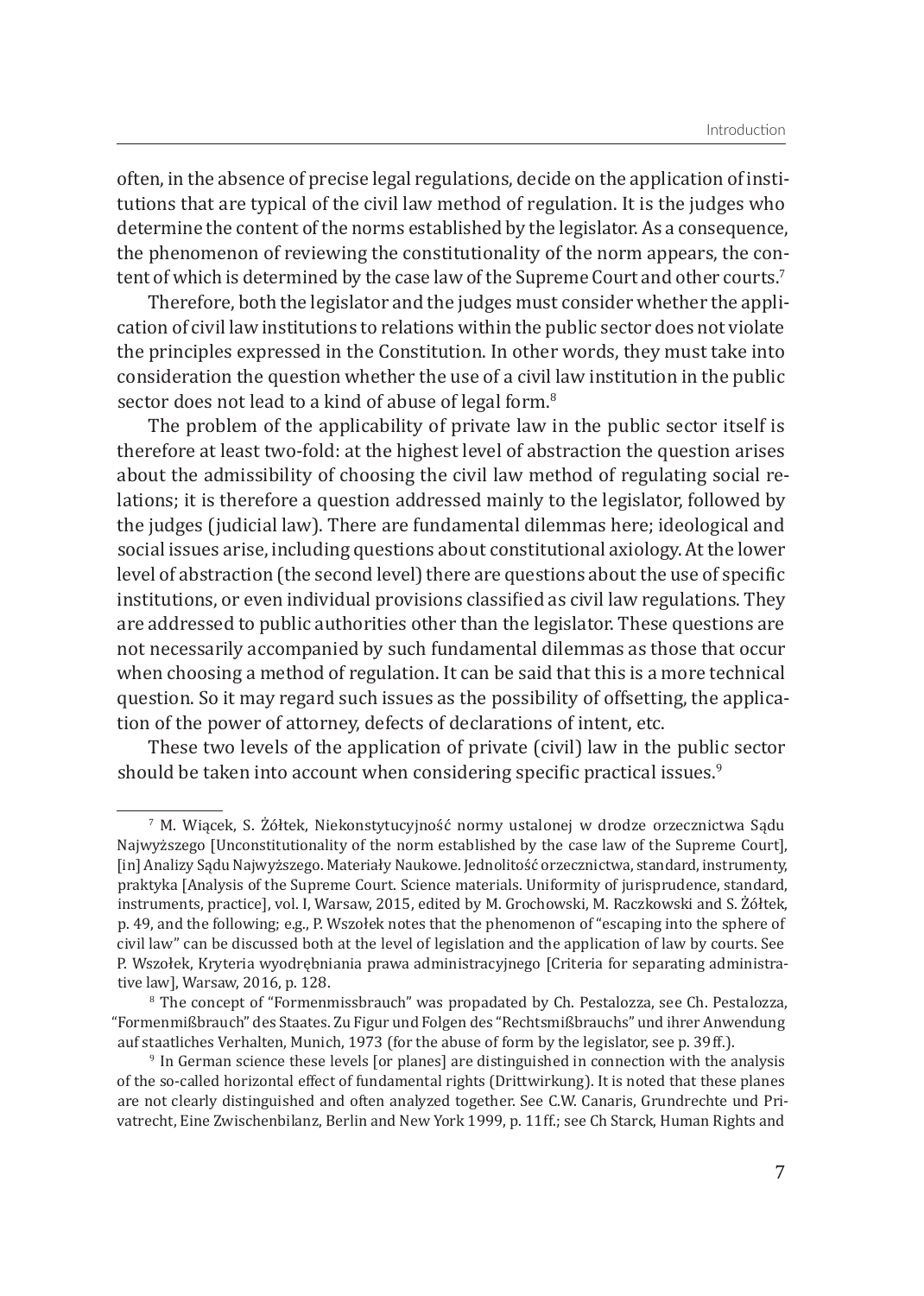often, in the absence of precise legal regulations, decide on the application of institutions that are typical of the civil law method of regulation. It is the judges who determine the content of the norms established by the legislator. As a consequence, the phenomenon of reviewing the constitutionality of the norm appears, the content of which is determined by the case law of the Supreme Court and other courts.[7]

Therefore, both the legislator and the judges must consider whether the application of civil law institutions to relations within the public sector does not violate the principles expressed in the Constitution. In other words, they must take into consideration the question whether the use of a civil law institution in the public sector does not lead to a kind of abuse of legal form.[8]

The problem of the applicability of private law in the public sector itself is therefore at least two-fold: at the highest level of abstraction the question arises about the admissibility of choosing the civil law method of regulating social relations; it is therefore a question addressed mainly to the legislator, followed by the judges (judicial law). There are fundamental dilemmas here; ideological and social issues arise, including questions about constitutional axiology. At the lower level of abstraction (the second level) there are questions about the use of specific institutions, or even individual provisions classified as civil law regulations. They are addressed to public authorities other than the legislator. These questions are not necessarily accompanied by such fundamental dilemmas as those that occur when choosing a method of regulation. It can be said that this is a more technical question. So it may regard such issues as the possibility of offsetting, the application of the power of attorney, defects of declarations of intent, etc.

These two levels of the application of private (civil) law in the public sector should be taken into account when considering specific practical issues.[9]

---

[7] M. Wiącek, S. Żółtek, Niekonstytucyjność normy ustalonej w drodze orzecznictwa Sądu Najwyższego [Unconstitutionality of the norm established by the case law of the Supreme Court], [in] Analizy Sądu Najwyższego. Materiały Naukowe. Jednolitość orzecznictwa, standard, instrumenty, praktyka [Analysis of the Supreme Court. Science materials. Uniformity of jurisprudence, standard, instruments, practice], vol. I, Warsaw, 2015, edited by M. Grochowski, M. Raczkowski and S. Żółtek, p. 49, and the following; e.g., P. Wszołek notes that the phenomenon of "escaping into the sphere of civil law" can be discussed both at the level of legislation and the application of law by courts. See P. Wszołek, Kryteria wyodrębniania prawa administracyjnego [Criteria for separating administrative law], Warsaw, 2016, p. 128.

[8] The concept of "Formenmissbrauch" was propadated by Ch. Pestalozza, see Ch. Pestalozza, "Formenmißbrauch" des Staates. Zu Figur und Folgen des "Rechtsmißbrauchs" und ihrer Anwendung auf staatliches Verhalten, Munich, 1973 (for the abuse of form by the legislator, see p. 39ff.).

[9] In German science these levels [or planes] are distinguished in connection with the analysis of the so-called horizontal effect of fundamental rights (Drittwirkung). It is noted that these planes are not clearly distinguished and often analyzed together. See C.W. Canaris, Grundrechte und Privatrecht, Eine Zwischenbilanz, Berlin and New York 1999, p. 11ff.; see Ch Starck, Human Rights and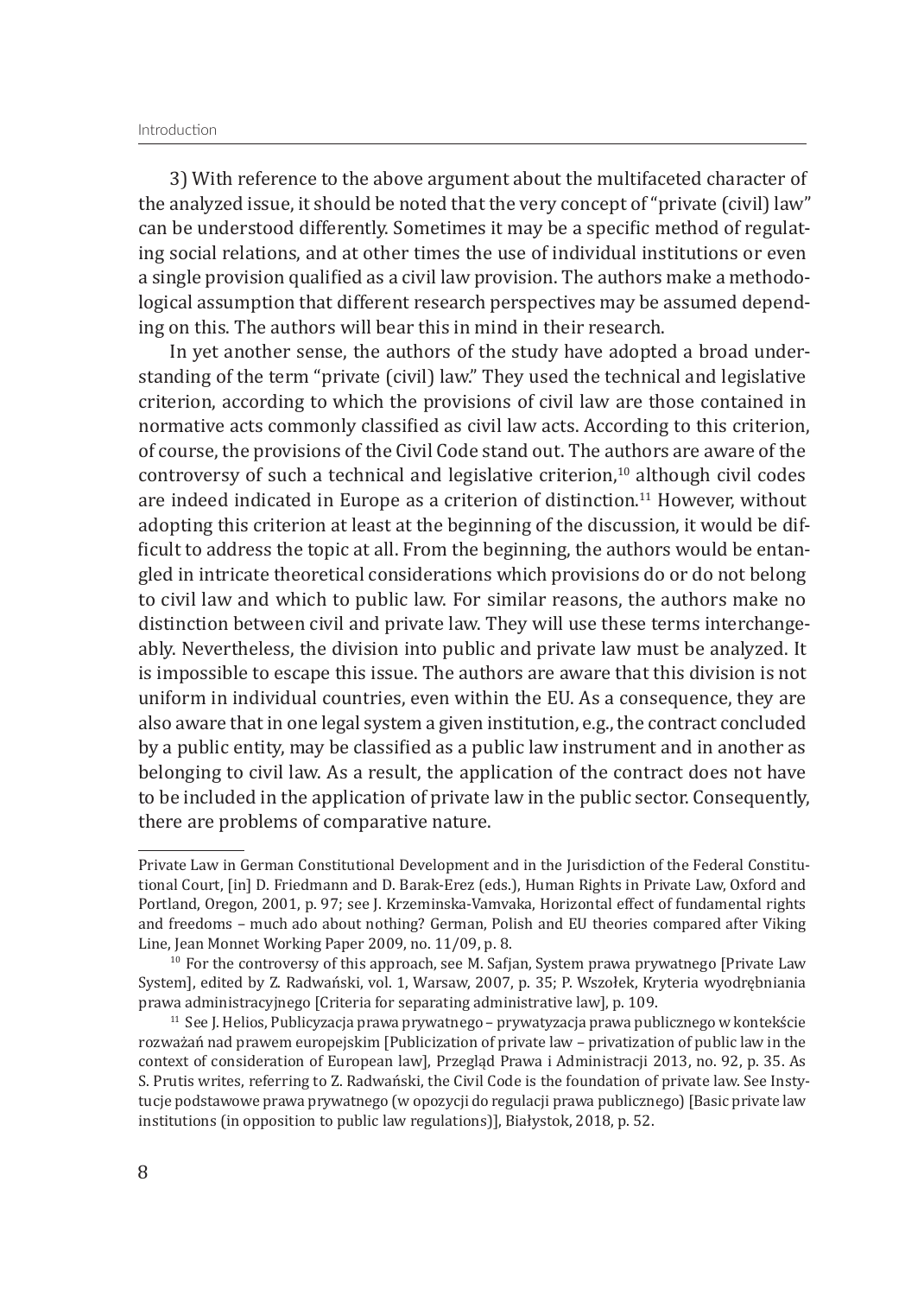3) With reference to the above argument about the multifaceted character of the analyzed issue, it should be noted that the very concept of "private (civil) law" can be understood differently. Sometimes it may be a specific method of regulating social relations, and at other times the use of individual institutions or even a single provision qualified as a civil law provision. The authors make a methodological assumption that different research perspectives may be assumed depending on this. The authors will bear this in mind in their research.

In yet another sense, the authors of the study have adopted a broad understanding of the term "private (civil) law." They used the technical and legislative criterion, according to which the provisions of civil law are those contained in normative acts commonly classified as civil law acts. According to this criterion, of course, the provisions of the Civil Code stand out. The authors are aware of the controversy of such a technical and legislative criterion,[10] although civil codes are indeed indicated in Europe as a criterion of distinction.[11] However, without adopting this criterion at least at the beginning of the discussion, it would be difficult to address the topic at all. From the beginning, the authors would be entangled in intricate theoretical considerations which provisions do or do not belong to civil law and which to public law. For similar reasons, the authors make no distinction between civil and private law. They will use these terms interchangeably. Nevertheless, the division into public and private law must be analyzed. It is impossible to escape this issue. The authors are aware that this division is not uniform in individual countries, even within the EU. As a consequence, they are also aware that in one legal system a given institution, e.g., the contract concluded by a public entity, may be classified as a public law instrument and in another as belonging to civil law. As a result, the application of the contract does not have to be included in the application of private law in the public sector. Consequently, there are problems of comparative nature.

---

Private Law in German Constitutional Development and in the Jurisdiction of the Federal Constitutional Court, [in] D. Friedmann and D. Barak-Erez (eds.), Human Rights in Private Law, Oxford and Portland, Oregon, 2001, p. 97; see J. Krzeminska-Vamvaka, Horizontal effect of fundamental rights and freedoms – much ado about nothing? German, Polish and EU theories compared after Viking Line, Jean Monnet Working Paper 2009, no. 11/09, p. 8.

[10] For the controversy of this approach, see M. Safjan, System prawa prywatnego [Private Law System], edited by Z. Radwański, vol. 1, Warsaw, 2007, p. 35; P. Wszołek, Kryteria wyodrębniania prawa administracyjnego [Criteria for separating administrative law], p. 109.

[11] See J. Helios, Publicyzacja prawa prywatnego – prywatyzacja prawa publicznego w kontekście rozważań nad prawem europejskim [Publicization of private law – privatization of public law in the context of consideration of European law], Przegląd Prawa i Administracji 2013, no. 92, p. 35. As S. Prutis writes, referring to Z. Radwański, the Civil Code is the foundation of private law. See Instytucje podstawowe prawa prywatnego (w opozycji do regulacji prawa publicznego) [Basic private law institutions (in opposition to public law regulations)], Białystok, 2018, p. 52.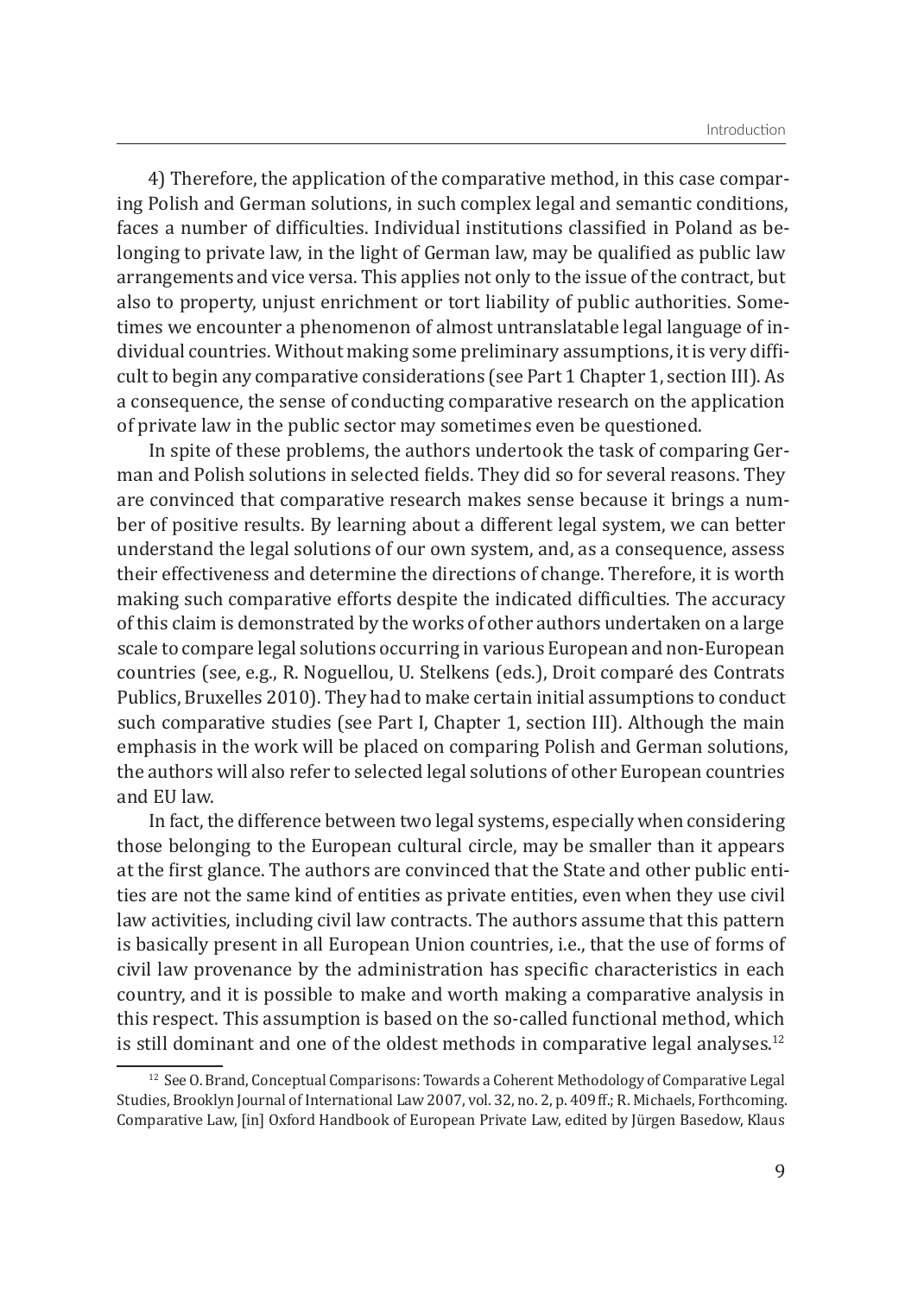4) Therefore, the application of the comparative method, in this case comparing Polish and German solutions, in such complex legal and semantic conditions, faces a number of difficulties. Individual institutions classified in Poland as belonging to private law, in the light of German law, may be qualified as public law arrangements and vice versa. This applies not only to the issue of the contract, but also to property, unjust enrichment or tort liability of public authorities. Sometimes we encounter a phenomenon of almost untranslatable legal language of individual countries. Without making some preliminary assumptions, it is very difficult to begin any comparative considerations (see Part 1 Chapter 1, section III). As a consequence, the sense of conducting comparative research on the application of private law in the public sector may sometimes even be questioned.

In spite of these problems, the authors undertook the task of comparing German and Polish solutions in selected fields. They did so for several reasons. They are convinced that comparative research makes sense because it brings a number of positive results. By learning about a different legal system, we can better understand the legal solutions of our own system, and, as a consequence, assess their effectiveness and determine the directions of change. Therefore, it is worth making such comparative efforts despite the indicated difficulties. The accuracy of this claim is demonstrated by the works of other authors undertaken on a large scale to compare legal solutions occurring in various European and non-European countries (see, e.g., R. Noguellou, U. Stelkens (eds.), Droit comparé des Contrats Publics, Bruxelles 2010). They had to make certain initial assumptions to conduct such comparative studies (see Part I, Chapter 1, section III). Although the main emphasis in the work will be placed on comparing Polish and German solutions, the authors will also refer to selected legal solutions of other European countries and EU law.

In fact, the difference between two legal systems, especially when considering those belonging to the European cultural circle, may be smaller than it appears at the first glance. The authors are convinced that the State and other public entities are not the same kind of entities as private entities, even when they use civil law activities, including civil law contracts. The authors assume that this pattern is basically present in all European Union countries, i.e., that the use of forms of civil law provenance by the administration has specific characteristics in each country, and it is possible to make and worth making a comparative analysis in this respect. This assumption is based on the so-called functional method, which is still dominant and one of the oldest methods in comparative legal analyses.[12]

[12] See O. Brand, Conceptual Comparisons: Towards a Coherent Methodology of Comparative Legal Studies, Brooklyn Journal of International Law 2007, vol. 32, no. 2, p. 409 ff.; R. Michaels, Forthcoming. Comparative Law, [in] Oxford Handbook of European Private Law, edited by Jürgen Basedow, Klaus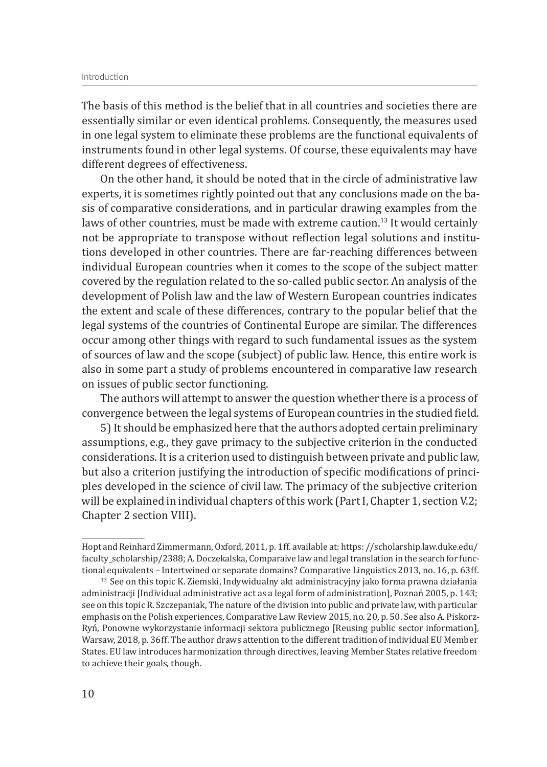The basis of this method is the belief that in all countries and societies there are essentially similar or even identical problems. Consequently, the measures used in one legal system to eliminate these problems are the functional equivalents of instruments found in other legal systems. Of course, these equivalents may have different degrees of effectiveness.

On the other hand, it should be noted that in the circle of administrative law experts, it is sometimes rightly pointed out that any conclusions made on the basis of comparative considerations, and in particular drawing examples from the laws of other countries, must be made with extreme caution.[13] It would certainly not be appropriate to transpose without reflection legal solutions and institutions developed in other countries. There are far-reaching differences between individual European countries when it comes to the scope of the subject matter covered by the regulation related to the so-called public sector. An analysis of the development of Polish law and the law of Western European countries indicates the extent and scale of these differences, contrary to the popular belief that the legal systems of the countries of Continental Europe are similar. The differences occur among other things with regard to such fundamental issues as the system of sources of law and the scope (subject) of public law. Hence, this entire work is also in some part a study of problems encountered in comparative law research on issues of public sector functioning.

The authors will attempt to answer the question whether there is a process of convergence between the legal systems of European countries in the studied field.

5) It should be emphasized here that the authors adopted certain preliminary assumptions, e.g., they gave primacy to the subjective criterion in the conducted considerations. It is a criterion used to distinguish between private and public law, but also a criterion justifying the introduction of specific modifications of principles developed in the science of civil law. The primacy of the subjective criterion will be explained in individual chapters of this work (Part I, Chapter 1, section V.2; Chapter 2 section VIII).

---

Hopt and Reinhard Zimmermann, Oxford, 2011, p. 1ff. available at: https: //scholarship.law.duke.edu/faculty_scholarship/2388; A. Doczekalska, Comparaive law and legal translation in the search for functional equivalents – Intertwined or separate domains? Comparative Linguistics 2013, no. 16, p. 63ff.

[13] See on this topic K. Ziemski, Indywidualny akt administracyjny jako forma prawna działania administracji [Individual administrative act as a legal form of administration], Poznań 2005, p. 143; see on this topic R. Szczepaniak, The nature of the division into public and private law, with particular emphasis on the Polish experiences, Comparative Law Review 2015, no. 20, p. 50. See also A. Piskorz-Ryń, Ponowne wykorzystanie informacji sektora publicznego [Reusing public sector information], Warsaw, 2018, p. 36ff. The author draws attention to the different tradition of individual EU Member States. EU law introduces harmonization through directives, leaving Member States relative freedom to achieve their goals, though.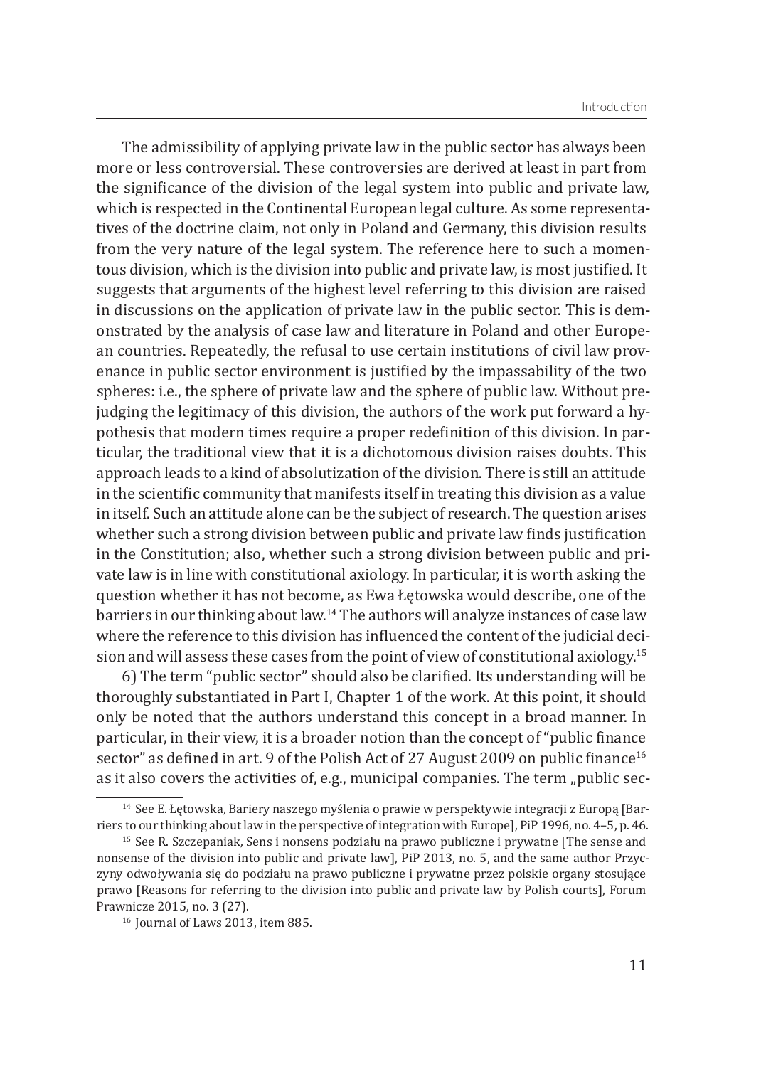The admissibility of applying private law in the public sector has always been more or less controversial. These controversies are derived at least in part from the significance of the division of the legal system into public and private law, which is respected in the Continental European legal culture. As some representatives of the doctrine claim, not only in Poland and Germany, this division results from the very nature of the legal system. The reference here to such a momentous division, which is the division into public and private law, is most justified. It suggests that arguments of the highest level referring to this division are raised in discussions on the application of private law in the public sector. This is demonstrated by the analysis of case law and literature in Poland and other European countries. Repeatedly, the refusal to use certain institutions of civil law provenance in public sector environment is justified by the impassability of the two spheres: i.e., the sphere of private law and the sphere of public law. Without prejudging the legitimacy of this division, the authors of the work put forward a hypothesis that modern times require a proper redefinition of this division. In particular, the traditional view that it is a dichotomous division raises doubts. This approach leads to a kind of absolutization of the division. There is still an attitude in the scientific community that manifests itself in treating this division as a value in itself. Such an attitude alone can be the subject of research. The question arises whether such a strong division between public and private law finds justification in the Constitution; also, whether such a strong division between public and private law is in line with constitutional axiology. In particular, it is worth asking the question whether it has not become, as Ewa Łętowska would describe, one of the barriers in our thinking about law.[14] The authors will analyze instances of case law where the reference to this division has influenced the content of the judicial decision and will assess these cases from the point of view of constitutional axiology.[15]

6) The term "public sector" should also be clarified. Its understanding will be thoroughly substantiated in Part I, Chapter 1 of the work. At this point, it should only be noted that the authors understand this concept in a broad manner. In particular, in their view, it is a broader notion than the concept of "public finance sector" as defined in art. 9 of the Polish Act of 27 August 2009 on public finance[16] as it also covers the activities of, e.g., municipal companies. The term „public sec-

---

[14] See E. Łętowska, Bariery naszego myślenia o prawie w perspektywie integracji z Europą [Barriers to our thinking about law in the perspective of integration with Europe], PiP 1996, no. 4–5, p. 46.

[15] See R. Szczepaniak, Sens i nonsens podziału na prawo publiczne i prywatne [The sense and nonsense of the division into public and private law], PiP 2013, no. 5, and the same author Przyczyny odwoływania się do podziału na prawo publiczne i prywatne przez polskie organy stosujące prawo [Reasons for referring to the division into public and private law by Polish courts], Forum Prawnicze 2015, no. 3 (27).

[16] Journal of Laws 2013, item 885.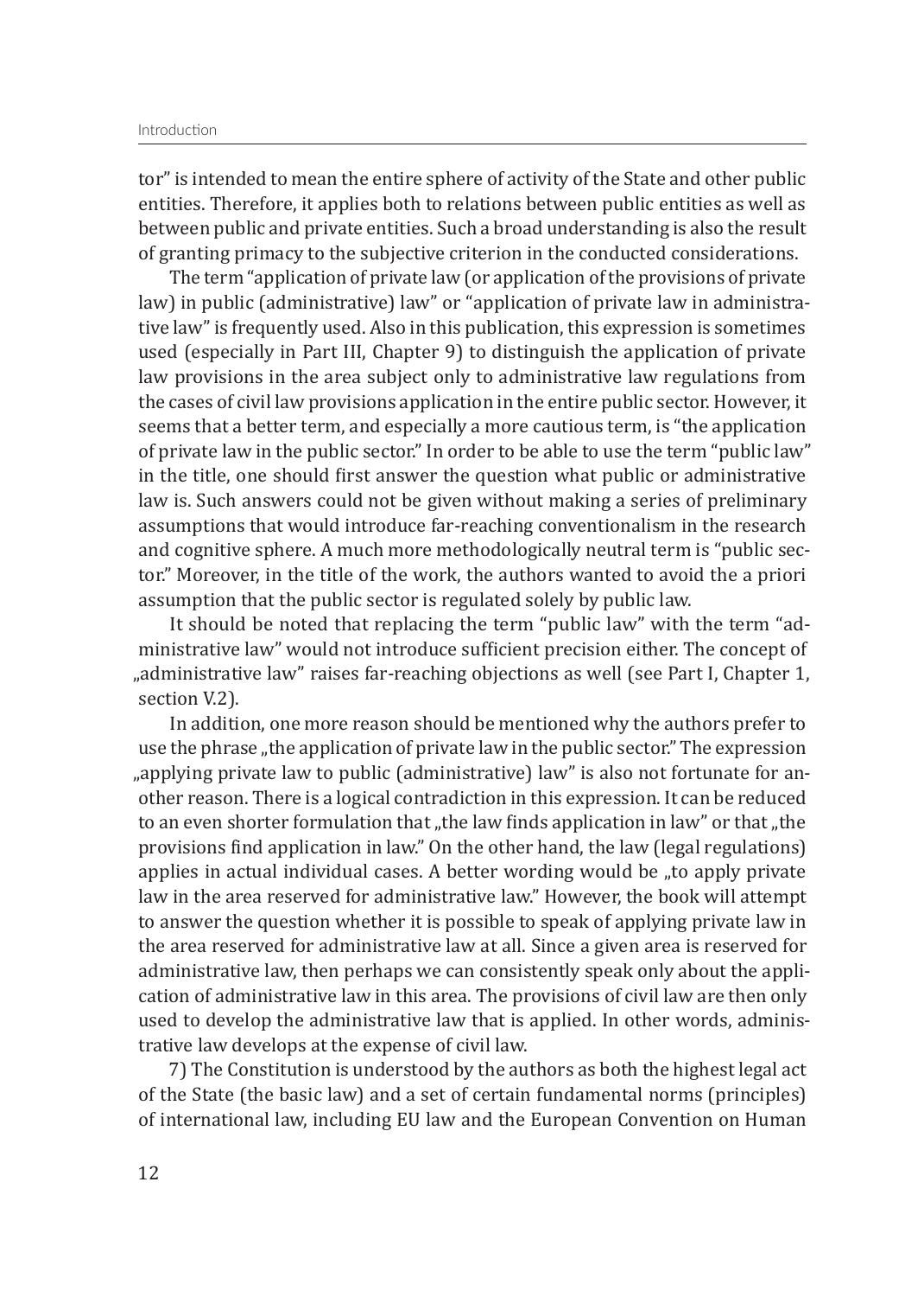tor" is intended to mean the entire sphere of activity of the State and other public entities. Therefore, it applies both to relations between public entities as well as between public and private entities. Such a broad understanding is also the result of granting primacy to the subjective criterion in the conducted considerations.

The term "application of private law (or application of the provisions of private law) in public (administrative) law" or "application of private law in administrative law" is frequently used. Also in this publication, this expression is sometimes used (especially in Part III, Chapter 9) to distinguish the application of private law provisions in the area subject only to administrative law regulations from the cases of civil law provisions application in the entire public sector. However, it seems that a better term, and especially a more cautious term, is "the application of private law in the public sector." In order to be able to use the term "public law" in the title, one should first answer the question what public or administrative law is. Such answers could not be given without making a series of preliminary assumptions that would introduce far-reaching conventionalism in the research and cognitive sphere. A much more methodologically neutral term is "public sector." Moreover, in the title of the work, the authors wanted to avoid the a priori assumption that the public sector is regulated solely by public law.

It should be noted that replacing the term "public law" with the term "administrative law" would not introduce sufficient precision either. The concept of „administrative law" raises far-reaching objections as well (see Part I, Chapter 1, section V.2).

In addition, one more reason should be mentioned why the authors prefer to use the phrase „the application of private law in the public sector." The expression „applying private law to public (administrative) law" is also not fortunate for another reason. There is a logical contradiction in this expression. It can be reduced to an even shorter formulation that „the law finds application in law" or that „the provisions find application in law." On the other hand, the law (legal regulations) applies in actual individual cases. A better wording would be „to apply private law in the area reserved for administrative law." However, the book will attempt to answer the question whether it is possible to speak of applying private law in the area reserved for administrative law at all. Since a given area is reserved for administrative law, then perhaps we can consistently speak only about the application of administrative law in this area. The provisions of civil law are then only used to develop the administrative law that is applied. In other words, administrative law develops at the expense of civil law.

7) The Constitution is understood by the authors as both the highest legal act of the State (the basic law) and a set of certain fundamental norms (principles) of international law, including EU law and the European Convention on Human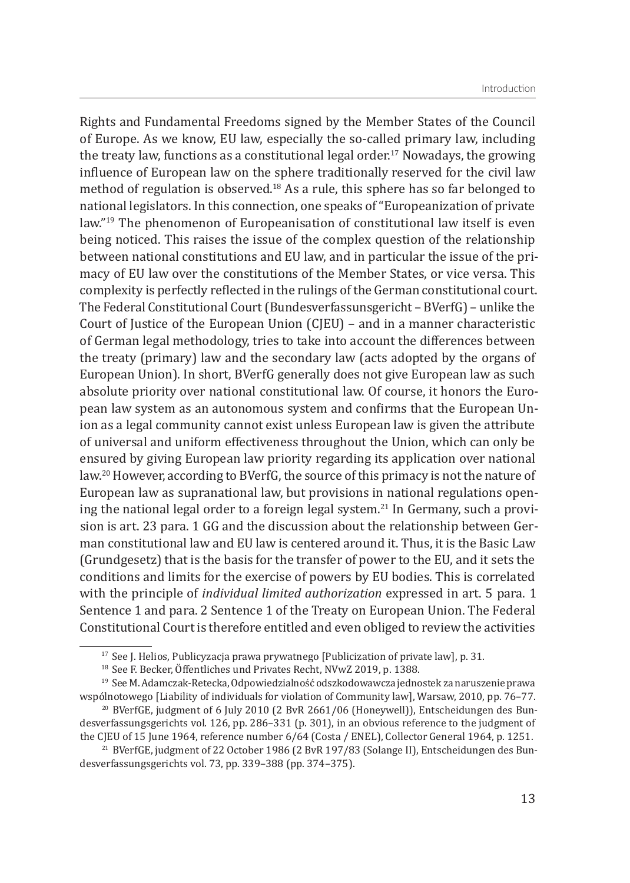Rights and Fundamental Freedoms signed by the Member States of the Council of Europe. As we know, EU law, especially the so-called primary law, including the treaty law, functions as a constitutional legal order.[17] Nowadays, the growing influence of European law on the sphere traditionally reserved for the civil law method of regulation is observed.[18] As a rule, this sphere has so far belonged to national legislators. In this connection, one speaks of "Europeanization of private law."[19] The phenomenon of Europeanisation of constitutional law itself is even being noticed. This raises the issue of the complex question of the relationship between national constitutions and EU law, and in particular the issue of the primacy of EU law over the constitutions of the Member States, or vice versa. This complexity is perfectly reflected in the rulings of the German constitutional court. The Federal Constitutional Court (Bundesverfassunsgericht – BVerfG) – unlike the Court of Justice of the European Union (CJEU) – and in a manner characteristic of German legal methodology, tries to take into account the differences between the treaty (primary) law and the secondary law (acts adopted by the organs of European Union). In short, BVerfG generally does not give European law as such absolute priority over national constitutional law. Of course, it honors the European law system as an autonomous system and confirms that the European Union as a legal community cannot exist unless European law is given the attribute of universal and uniform effectiveness throughout the Union, which can only be ensured by giving European law priority regarding its application over national law.[20] However, according to BVerfG, the source of this primacy is not the nature of European law as supranational law, but provisions in national regulations opening the national legal order to a foreign legal system.[21] In Germany, such a provision is art. 23 para. 1 GG and the discussion about the relationship between German constitutional law and EU law is centered around it. Thus, it is the Basic Law (Grundgesetz) that is the basis for the transfer of power to the EU, and it sets the conditions and limits for the exercise of powers by EU bodies. This is correlated with the principle of *individual limited authorization* expressed in art. 5 para. 1 Sentence 1 and para. 2 Sentence 1 of the Treaty on European Union. The Federal Constitutional Court is therefore entitled and even obliged to review the activities

---

[17] See J. Helios, Publicyzacja prawa prywatnego [Publicization of private law], p. 31.

[18] See F. Becker, Öffentliches und Privates Recht, NVwZ 2019, p. 1388.

[19] See M. Adamczak-Retecka, Odpowiedzialność odszkodowawcza jednostek za naruszenie prawa wspólnotowego [Liability of individuals for violation of Community law], Warsaw, 2010, pp. 76–77.

[20] BVerfGE, judgment of 6 July 2010 (2 BvR 2661/06 (Honeywell)), Entscheidungen des Bundesverfassungsgerichts vol. 126, pp. 286–331 (p. 301), in an obvious reference to the judgment of the CJEU of 15 June 1964, reference number 6/64 (Costa / ENEL), Collector General 1964, p. 1251.

[21] BVerfGE, judgment of 22 October 1986 (2 BvR 197/83 (Solange II), Entscheidungen des Bundesverfassungsgerichts vol. 73, pp. 339–388 (pp. 374–375).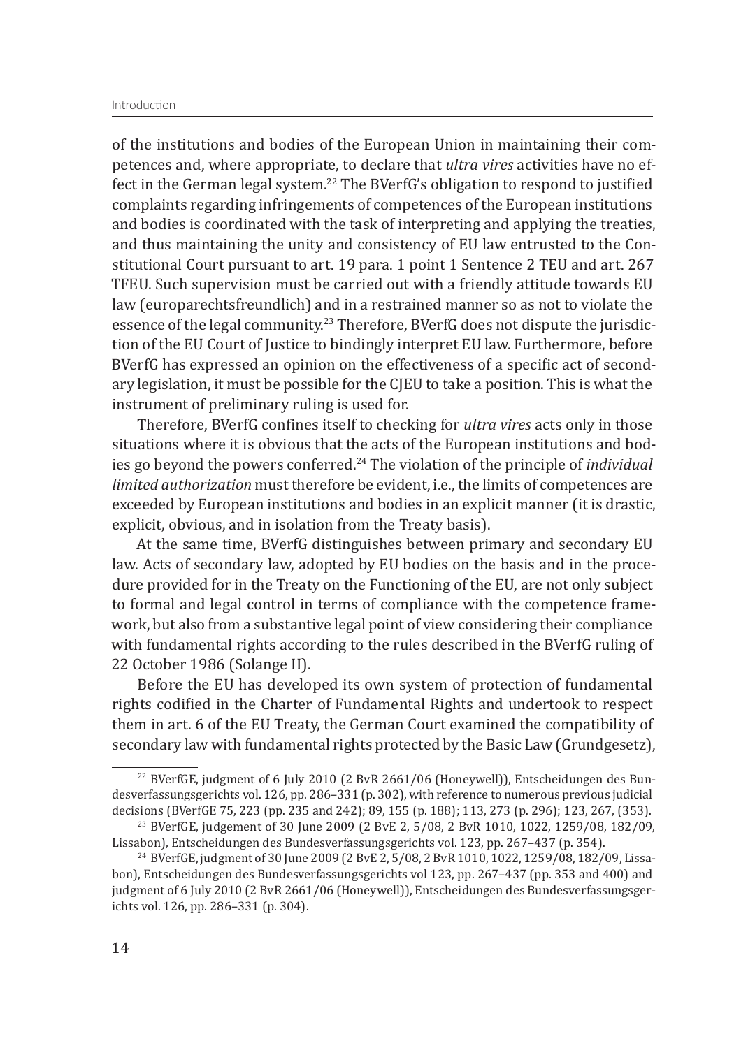of the institutions and bodies of the European Union in maintaining their competences and, where appropriate, to declare that *ultra vires* activities have no effect in the German legal system.[22] The BVerfG's obligation to respond to justified complaints regarding infringements of competences of the European institutions and bodies is coordinated with the task of interpreting and applying the treaties, and thus maintaining the unity and consistency of EU law entrusted to the Constitutional Court pursuant to art. 19 para. 1 point 1 Sentence 2 TEU and art. 267 TFEU. Such supervision must be carried out with a friendly attitude towards EU law (europarechtsfreundlich) and in a restrained manner so as not to violate the essence of the legal community.[23] Therefore, BVerfG does not dispute the jurisdiction of the EU Court of Justice to bindingly interpret EU law. Furthermore, before BVerfG has expressed an opinion on the effectiveness of a specific act of secondary legislation, it must be possible for the CJEU to take a position. This is what the instrument of preliminary ruling is used for.

Therefore, BVerfG confines itself to checking for *ultra vires* acts only in those situations where it is obvious that the acts of the European institutions and bodies go beyond the powers conferred.[24] The violation of the principle of *individual limited authorization* must therefore be evident, i.e., the limits of competences are exceeded by European institutions and bodies in an explicit manner (it is drastic, explicit, obvious, and in isolation from the Treaty basis).

At the same time, BVerfG distinguishes between primary and secondary EU law. Acts of secondary law, adopted by EU bodies on the basis and in the procedure provided for in the Treaty on the Functioning of the EU, are not only subject to formal and legal control in terms of compliance with the competence framework, but also from a substantive legal point of view considering their compliance with fundamental rights according to the rules described in the BVerfG ruling of 22 October 1986 (Solange II).

Before the EU has developed its own system of protection of fundamental rights codified in the Charter of Fundamental Rights and undertook to respect them in art. 6 of the EU Treaty, the German Court examined the compatibility of secondary law with fundamental rights protected by the Basic Law (Grundgesetz),

---

[22] BVerfGE, judgment of 6 July 2010 (2 BvR 2661/06 (Honeywell)), Entscheidungen des Bundesverfassungsgerichts vol. 126, pp. 286–331 (p. 302), with reference to numerous previous judicial decisions (BVerfGE 75, 223 (pp. 235 and 242); 89, 155 (p. 188); 113, 273 (p. 296); 123, 267, (353).

[23] BVerfGE, judgement of 30 June 2009 (2 BvE 2, 5/08, 2 BvR 1010, 1022, 1259/08, 182/09, Lissabon), Entscheidungen des Bundesverfassungsgerichts vol. 123, pp. 267–437 (p. 354).

[24] BVerfGE, judgment of 30 June 2009 (2 BvE 2, 5/08, 2 BvR 1010, 1022, 1259/08, 182/09, Lissabon), Entscheidungen des Bundesverfassungsgerichts vol 123, pp. 267–437 (pp. 353 and 400) and judgment of 6 July 2010 (2 BvR 2661/06 (Honeywell)), Entscheidungen des Bundesverfassungsgerichts vol. 126, pp. 286–331 (p. 304).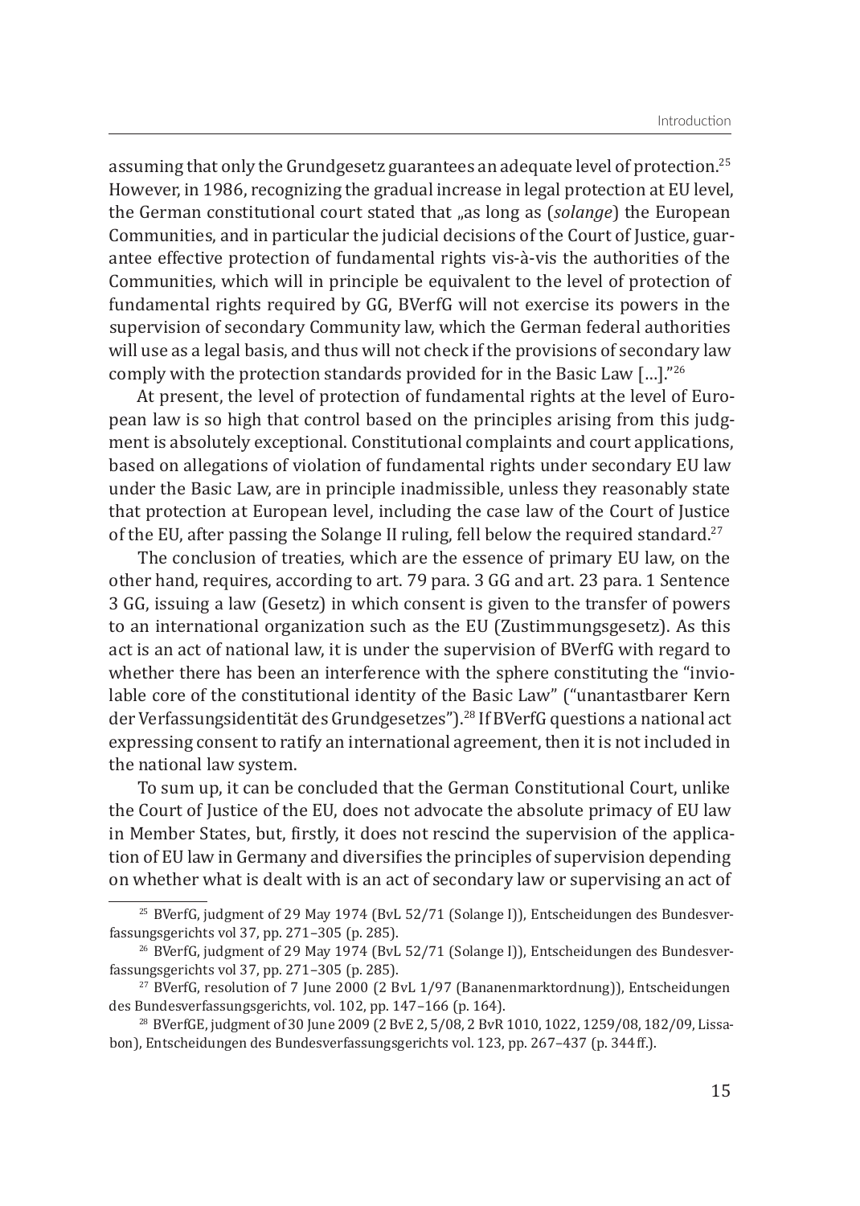assuming that only the Grundgesetz guarantees an adequate level of protection.[25] However, in 1986, recognizing the gradual increase in legal protection at EU level, the German constitutional court stated that „as long as (*solange*) the European Communities, and in particular the judicial decisions of the Court of Justice, guarantee effective protection of fundamental rights vis-à-vis the authorities of the Communities, which will in principle be equivalent to the level of protection of fundamental rights required by GG, BVerfG will not exercise its powers in the supervision of secondary Community law, which the German federal authorities will use as a legal basis, and thus will not check if the provisions of secondary law comply with the protection standards provided for in the Basic Law […]."[26]

At present, the level of protection of fundamental rights at the level of European law is so high that control based on the principles arising from this judgment is absolutely exceptional. Constitutional complaints and court applications, based on allegations of violation of fundamental rights under secondary EU law under the Basic Law, are in principle inadmissible, unless they reasonably state that protection at European level, including the case law of the Court of Justice of the EU, after passing the Solange II ruling, fell below the required standard.[27]

The conclusion of treaties, which are the essence of primary EU law, on the other hand, requires, according to art. 79 para. 3 GG and art. 23 para. 1 Sentence 3 GG, issuing a law (Gesetz) in which consent is given to the transfer of powers to an international organization such as the EU (Zustimmungsgesetz). As this act is an act of national law, it is under the supervision of BVerfG with regard to whether there has been an interference with the sphere constituting the "inviolable core of the constitutional identity of the Basic Law" ("unantastbarer Kern der Verfassungsidentität des Grundgesetzes").[28] If BVerfG questions a national act expressing consent to ratify an international agreement, then it is not included in the national law system.

To sum up, it can be concluded that the German Constitutional Court, unlike the Court of Justice of the EU, does not advocate the absolute primacy of EU law in Member States, but, firstly, it does not rescind the supervision of the application of EU law in Germany and diversifies the principles of supervision depending on whether what is dealt with is an act of secondary law or supervising an act of

---

[25] BVerfG, judgment of 29 May 1974 (BvL 52/71 (Solange I)), Entscheidungen des Bundesverfassungsgerichts vol 37, pp. 271–305 (p. 285).

[26] BVerfG, judgment of 29 May 1974 (BvL 52/71 (Solange I)), Entscheidungen des Bundesverfassungsgerichts vol 37, pp. 271–305 (p. 285).

[27] BVerfG, resolution of 7 June 2000 (2 BvL 1/97 (Bananenmarktordnung)), Entscheidungen des Bundesverfassungsgerichts, vol. 102, pp. 147–166 (p. 164).

[28] BVerfGE, judgment of 30 June 2009 (2 BvE 2, 5/08, 2 BvR 1010, 1022, 1259/08, 182/09, Lissabon), Entscheidungen des Bundesverfassungsgerichts vol. 123, pp. 267–437 (p. 344 ff.).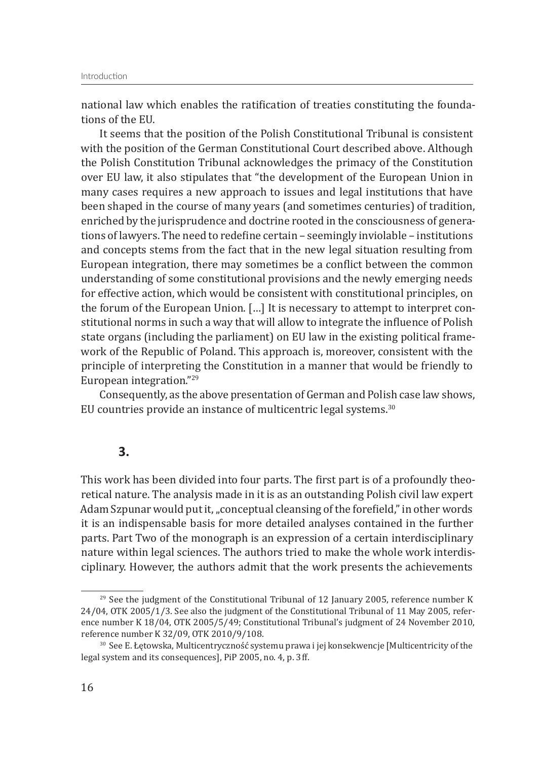national law which enables the ratification of treaties constituting the foundations of the EU.

It seems that the position of the Polish Constitutional Tribunal is consistent with the position of the German Constitutional Court described above. Although the Polish Constitution Tribunal acknowledges the primacy of the Constitution over EU law, it also stipulates that "the development of the European Union in many cases requires a new approach to issues and legal institutions that have been shaped in the course of many years (and sometimes centuries) of tradition, enriched by the jurisprudence and doctrine rooted in the consciousness of generations of lawyers. The need to redefine certain – seemingly inviolable – institutions and concepts stems from the fact that in the new legal situation resulting from European integration, there may sometimes be a conflict between the common understanding of some constitutional provisions and the newly emerging needs for effective action, which would be consistent with constitutional principles, on the forum of the European Union. […] It is necessary to attempt to interpret constitutional norms in such a way that will allow to integrate the influence of Polish state organs (including the parliament) on EU law in the existing political framework of the Republic of Poland. This approach is, moreover, consistent with the principle of interpreting the Constitution in a manner that would be friendly to European integration."[29]

Consequently, as the above presentation of German and Polish case law shows, EU countries provide an instance of multicentric legal systems.[30]

### 3.

This work has been divided into four parts. The first part is of a profoundly theoretical nature. The analysis made in it is as an outstanding Polish civil law expert Adam Szpunar would put it, „conceptual cleansing of the forefield," in other words it is an indispensable basis for more detailed analyses contained in the further parts. Part Two of the monograph is an expression of a certain interdisciplinary nature within legal sciences. The authors tried to make the whole work interdisciplinary. However, the authors admit that the work presents the achievements

---

[29] See the judgment of the Constitutional Tribunal of 12 January 2005, reference number K 24/04, OTK 2005/1/3. See also the judgment of the Constitutional Tribunal of 11 May 2005, reference number K 18/04, OTK 2005/5/49; Constitutional Tribunal's judgment of 24 November 2010, reference number K 32/09, OTK 2010/9/108.

[30] See E. Łętowska, Multicentryczność systemu prawa i jej konsekwencje [Multicentricity of the legal system and its consequences], PiP 2005, no. 4, p. 3ff.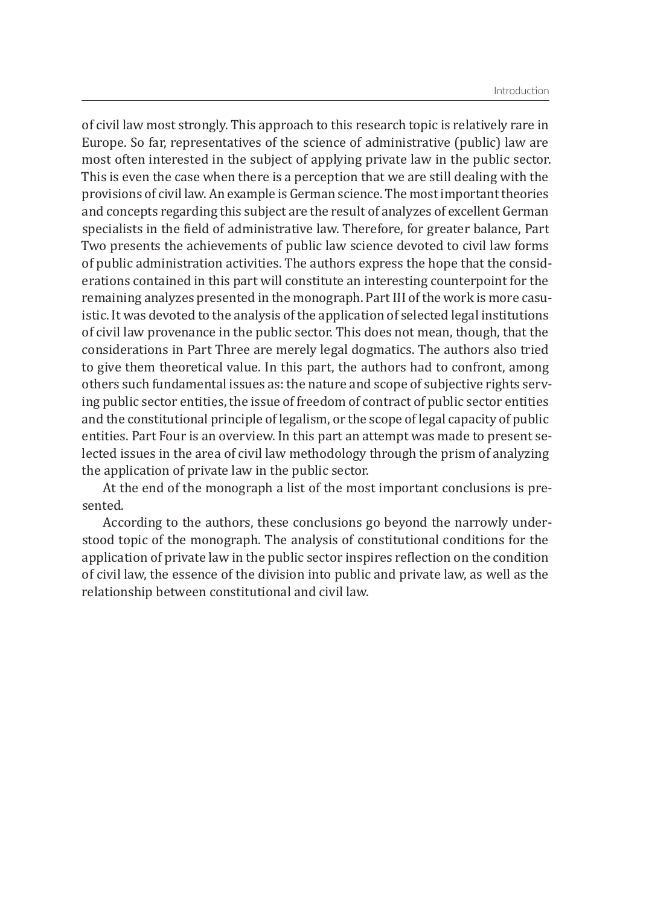of civil law most strongly. This approach to this research topic is relatively rare in Europe. So far, representatives of the science of administrative (public) law are most often interested in the subject of applying private law in the public sector. This is even the case when there is a perception that we are still dealing with the provisions of civil law. An example is German science. The most important theories and concepts regarding this subject are the result of analyzes of excellent German specialists in the field of administrative law. Therefore, for greater balance, Part Two presents the achievements of public law science devoted to civil law forms of public administration activities. The authors express the hope that the considerations contained in this part will constitute an interesting counterpoint for the remaining analyzes presented in the monograph. Part III of the work is more casuistic. It was devoted to the analysis of the application of selected legal institutions of civil law provenance in the public sector. This does not mean, though, that the considerations in Part Three are merely legal dogmatics. The authors also tried to give them theoretical value. In this part, the authors had to confront, among others such fundamental issues as: the nature and scope of subjective rights serving public sector entities, the issue of freedom of contract of public sector entities and the constitutional principle of legalism, or the scope of legal capacity of public entities. Part Four is an overview. In this part an attempt was made to present selected issues in the area of civil law methodology through the prism of analyzing the application of private law in the public sector.

At the end of the monograph a list of the most important conclusions is presented.

According to the authors, these conclusions go beyond the narrowly understood topic of the monograph. The analysis of constitutional conditions for the application of private law in the public sector inspires reflection on the condition of civil law, the essence of the division into public and private law, as well as the relationship between constitutional and civil law.